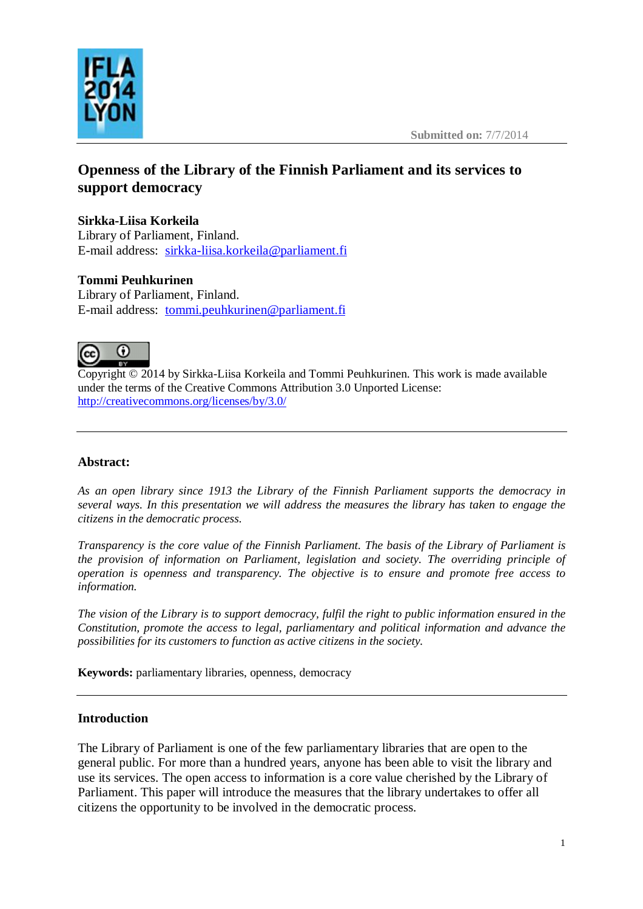Submitted on: 7/7/2014

# Openness of the Library of the Finnish Parliament and its services to support democracy

**Sirkka-Liisa Korkeila**
Library of Parliament, Finland.
E-mail address: sirkka-liisa.korkeila@parliament.fi

**Tommi Peuhkurinen**
Library of Parliament, Finland.
E-mail address: tommi.peuhkurinen@parliament.fi

Copyright © 2014 by Sirkka-Liisa Korkeila and Tommi Peuhkurinen. This work is made available under the terms of the Creative Commons Attribution 3.0 Unported License: http://creativecommons.org/licenses/by/3.0/

---

**Abstract:**

*As an open library since 1913 the Library of the Finnish Parliament supports the democracy in several ways. In this presentation we will address the measures the library has taken to engage the citizens in the democratic process.*

*Transparency is the core value of the Finnish Parliament. The basis of the Library of Parliament is the provision of information on Parliament, legislation and society. The overriding principle of operation is openness and transparency. The objective is to ensure and promote free access to information.*

*The vision of the Library is to support democracy, fulfil the right to public information ensured in the Constitution, promote the access to legal, parliamentary and political information and advance the possibilities for its customers to function as active citizens in the society.*

**Keywords:** parliamentary libraries, openness, democracy

---

## Introduction

The Library of Parliament is one of the few parliamentary libraries that are open to the general public. For more than a hundred years, anyone has been able to visit the library and use its services. The open access to information is a core value cherished by the Library of Parliament. This paper will introduce the measures that the library undertakes to offer all citizens the opportunity to be involved in the democratic process.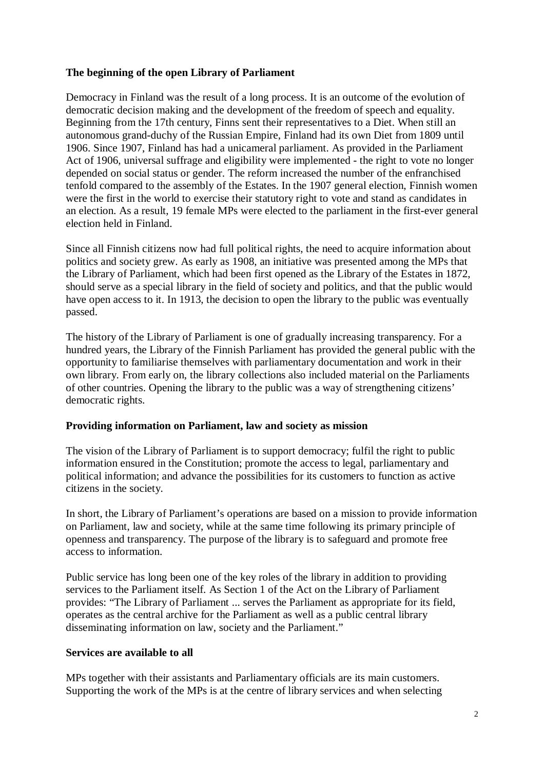**The beginning of the open Library of Parliament**

Democracy in Finland was the result of a long process. It is an outcome of the evolution of democratic decision making and the development of the freedom of speech and equality. Beginning from the 17th century, Finns sent their representatives to a Diet. When still an autonomous grand-duchy of the Russian Empire, Finland had its own Diet from 1809 until 1906. Since 1907, Finland has had a unicameral parliament. As provided in the Parliament Act of 1906, universal suffrage and eligibility were implemented - the right to vote no longer depended on social status or gender. The reform increased the number of the enfranchised tenfold compared to the assembly of the Estates. In the 1907 general election, Finnish women were the first in the world to exercise their statutory right to vote and stand as candidates in an election. As a result, 19 female MPs were elected to the parliament in the first-ever general election held in Finland.

Since all Finnish citizens now had full political rights, the need to acquire information about politics and society grew. As early as 1908, an initiative was presented among the MPs that the Library of Parliament, which had been first opened as the Library of the Estates in 1872, should serve as a special library in the field of society and politics, and that the public would have open access to it. In 1913, the decision to open the library to the public was eventually passed.

The history of the Library of Parliament is one of gradually increasing transparency. For a hundred years, the Library of the Finnish Parliament has provided the general public with the opportunity to familiarise themselves with parliamentary documentation and work in their own library. From early on, the library collections also included material on the Parliaments of other countries. Opening the library to the public was a way of strengthening citizens' democratic rights.

**Providing information on Parliament, law and society as mission**

The vision of the Library of Parliament is to support democracy; fulfil the right to public information ensured in the Constitution; promote the access to legal, parliamentary and political information; and advance the possibilities for its customers to function as active citizens in the society.

In short, the Library of Parliament's operations are based on a mission to provide information on Parliament, law and society, while at the same time following its primary principle of openness and transparency. The purpose of the library is to safeguard and promote free access to information.

Public service has long been one of the key roles of the library in addition to providing services to the Parliament itself. As Section 1 of the Act on the Library of Parliament provides: "The Library of Parliament ... serves the Parliament as appropriate for its field, operates as the central archive for the Parliament as well as a public central library disseminating information on law, society and the Parliament."

**Services are available to all**

MPs together with their assistants and Parliamentary officials are its main customers. Supporting the work of the MPs is at the centre of library services and when selecting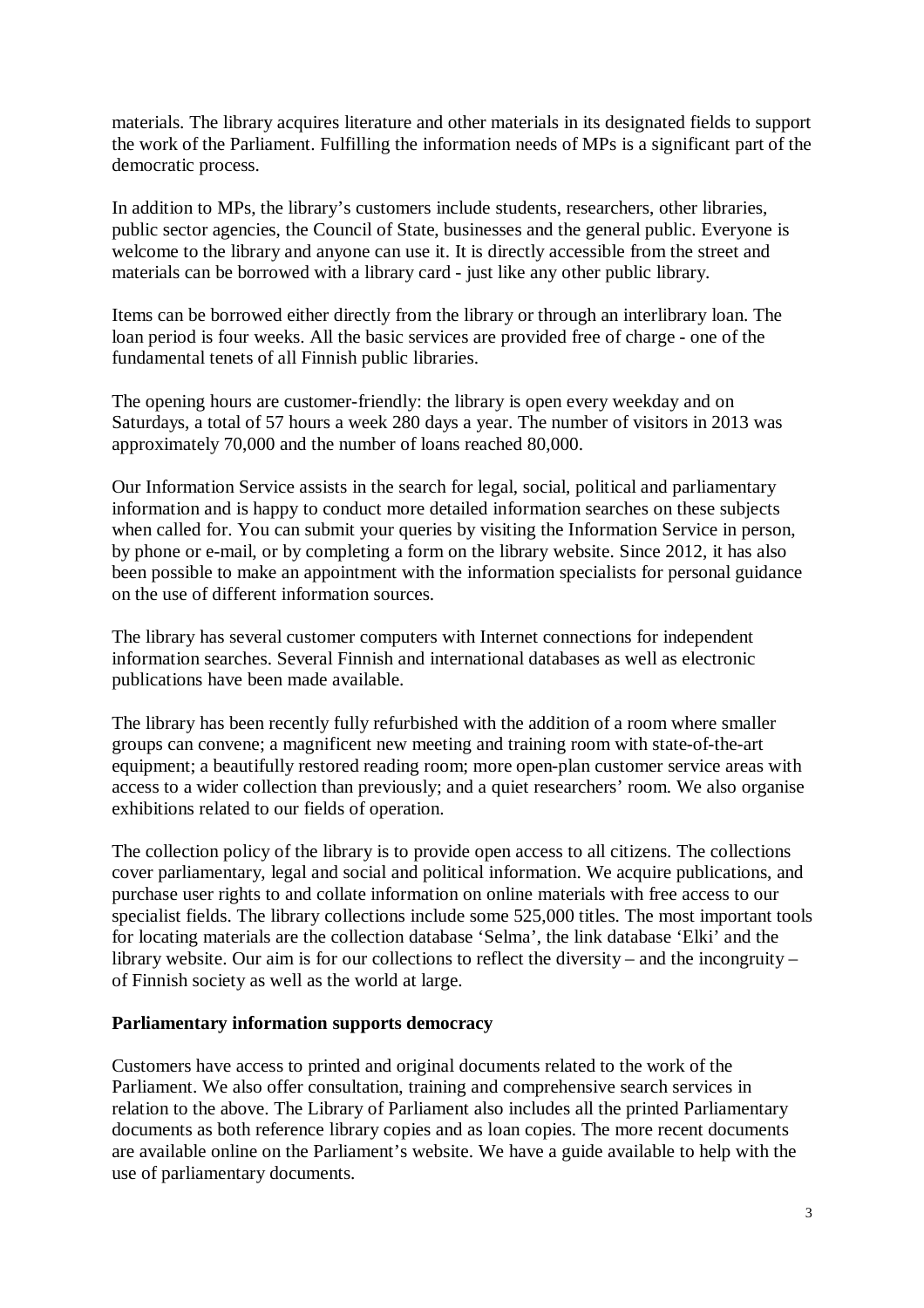materials. The library acquires literature and other materials in its designated fields to support the work of the Parliament. Fulfilling the information needs of MPs is a significant part of the democratic process.

In addition to MPs, the library's customers include students, researchers, other libraries, public sector agencies, the Council of State, businesses and the general public. Everyone is welcome to the library and anyone can use it. It is directly accessible from the street and materials can be borrowed with a library card - just like any other public library.

Items can be borrowed either directly from the library or through an interlibrary loan. The loan period is four weeks. All the basic services are provided free of charge - one of the fundamental tenets of all Finnish public libraries.

The opening hours are customer-friendly: the library is open every weekday and on Saturdays, a total of 57 hours a week 280 days a year. The number of visitors in 2013 was approximately 70,000 and the number of loans reached 80,000.

Our Information Service assists in the search for legal, social, political and parliamentary information and is happy to conduct more detailed information searches on these subjects when called for. You can submit your queries by visiting the Information Service in person, by phone or e-mail, or by completing a form on the library website. Since 2012, it has also been possible to make an appointment with the information specialists for personal guidance on the use of different information sources.

The library has several customer computers with Internet connections for independent information searches. Several Finnish and international databases as well as electronic publications have been made available.

The library has been recently fully refurbished with the addition of a room where smaller groups can convene; a magnificent new meeting and training room with state-of-the-art equipment; a beautifully restored reading room; more open-plan customer service areas with access to a wider collection than previously; and a quiet researchers' room. We also organise exhibitions related to our fields of operation.

The collection policy of the library is to provide open access to all citizens. The collections cover parliamentary, legal and social and political information. We acquire publications, and purchase user rights to and collate information on online materials with free access to our specialist fields. The library collections include some 525,000 titles. The most important tools for locating materials are the collection database 'Selma', the link database 'Elki' and the library website. Our aim is for our collections to reflect the diversity – and the incongruity – of Finnish society as well as the world at large.

**Parliamentary information supports democracy**

Customers have access to printed and original documents related to the work of the Parliament. We also offer consultation, training and comprehensive search services in relation to the above. The Library of Parliament also includes all the printed Parliamentary documents as both reference library copies and as loan copies. The more recent documents are available online on the Parliament's website. We have a guide available to help with the use of parliamentary documents.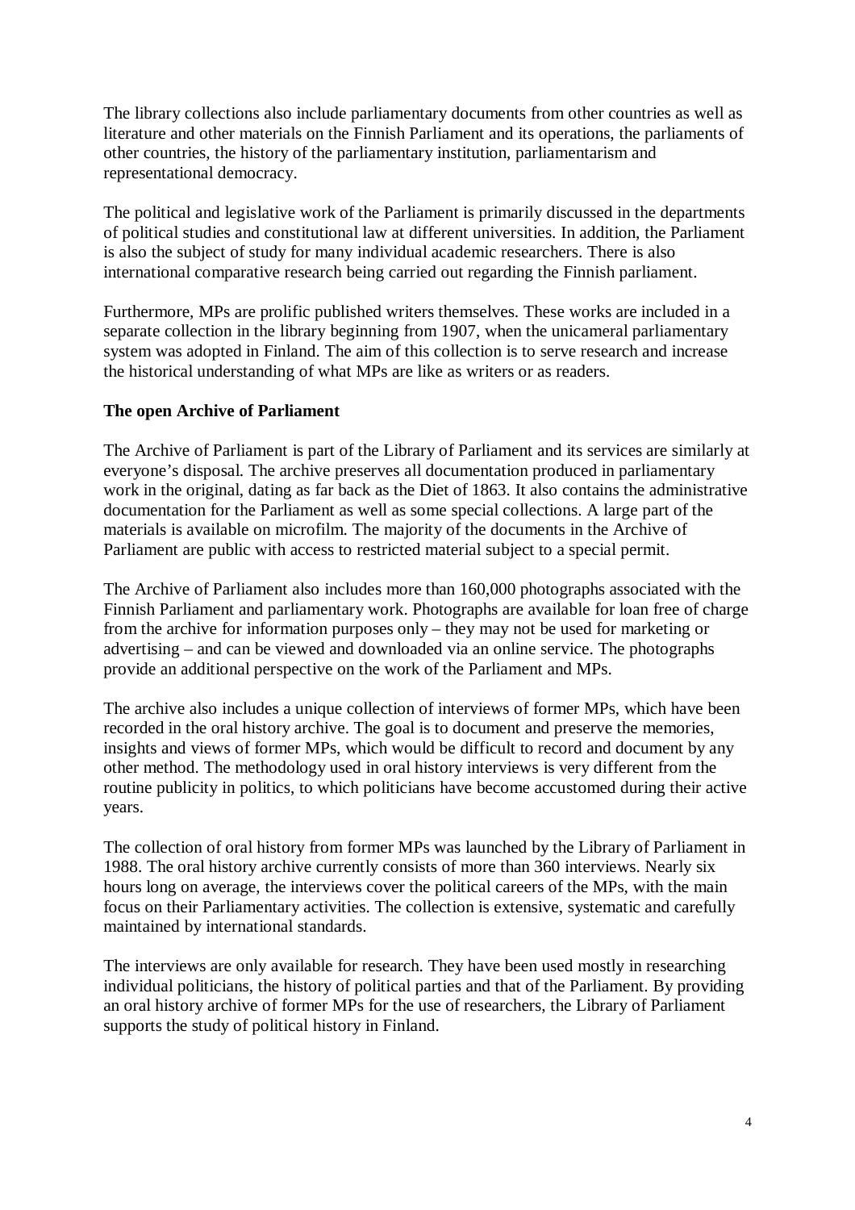The library collections also include parliamentary documents from other countries as well as literature and other materials on the Finnish Parliament and its operations, the parliaments of other countries, the history of the parliamentary institution, parliamentarism and representational democracy.

The political and legislative work of the Parliament is primarily discussed in the departments of political studies and constitutional law at different universities. In addition, the Parliament is also the subject of study for many individual academic researchers. There is also international comparative research being carried out regarding the Finnish parliament.

Furthermore, MPs are prolific published writers themselves. These works are included in a separate collection in the library beginning from 1907, when the unicameral parliamentary system was adopted in Finland. The aim of this collection is to serve research and increase the historical understanding of what MPs are like as writers or as readers.

**The open Archive of Parliament**

The Archive of Parliament is part of the Library of Parliament and its services are similarly at everyone's disposal. The archive preserves all documentation produced in parliamentary work in the original, dating as far back as the Diet of 1863. It also contains the administrative documentation for the Parliament as well as some special collections. A large part of the materials is available on microfilm. The majority of the documents in the Archive of Parliament are public with access to restricted material subject to a special permit.

The Archive of Parliament also includes more than 160,000 photographs associated with the Finnish Parliament and parliamentary work. Photographs are available for loan free of charge from the archive for information purposes only – they may not be used for marketing or advertising – and can be viewed and downloaded via an online service. The photographs provide an additional perspective on the work of the Parliament and MPs.

The archive also includes a unique collection of interviews of former MPs, which have been recorded in the oral history archive. The goal is to document and preserve the memories, insights and views of former MPs, which would be difficult to record and document by any other method. The methodology used in oral history interviews is very different from the routine publicity in politics, to which politicians have become accustomed during their active years.

The collection of oral history from former MPs was launched by the Library of Parliament in 1988. The oral history archive currently consists of more than 360 interviews. Nearly six hours long on average, the interviews cover the political careers of the MPs, with the main focus on their Parliamentary activities. The collection is extensive, systematic and carefully maintained by international standards.

The interviews are only available for research. They have been used mostly in researching individual politicians, the history of political parties and that of the Parliament. By providing an oral history archive of former MPs for the use of researchers, the Library of Parliament supports the study of political history in Finland.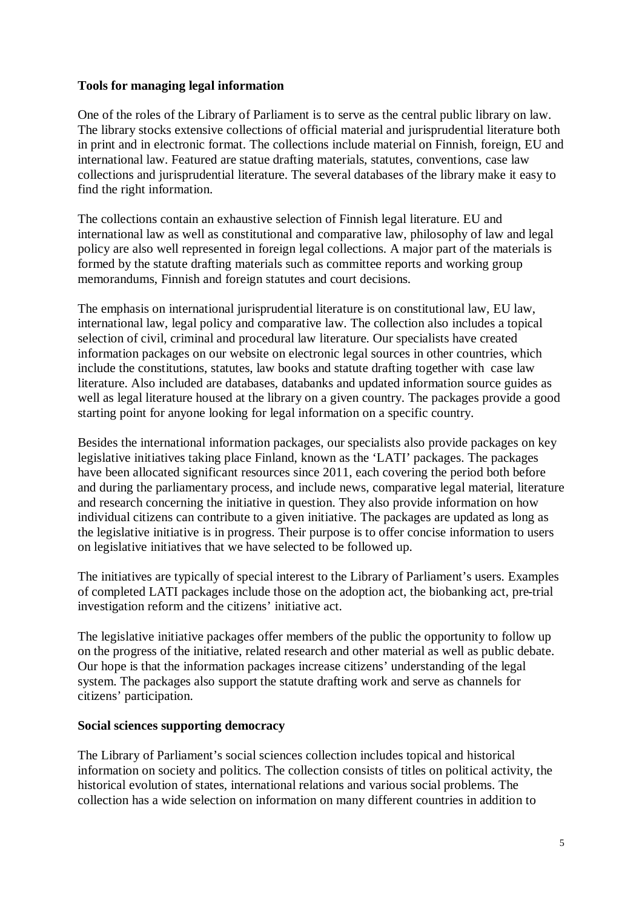**Tools for managing legal information**

One of the roles of the Library of Parliament is to serve as the central public library on law. The library stocks extensive collections of official material and jurisprudential literature both in print and in electronic format. The collections include material on Finnish, foreign, EU and international law. Featured are statue drafting materials, statutes, conventions, case law collections and jurisprudential literature. The several databases of the library make it easy to find the right information.

The collections contain an exhaustive selection of Finnish legal literature. EU and international law as well as constitutional and comparative law, philosophy of law and legal policy are also well represented in foreign legal collections. A major part of the materials is formed by the statute drafting materials such as committee reports and working group memorandums, Finnish and foreign statutes and court decisions.

The emphasis on international jurisprudential literature is on constitutional law, EU law, international law, legal policy and comparative law. The collection also includes a topical selection of civil, criminal and procedural law literature. Our specialists have created information packages on our website on electronic legal sources in other countries, which include the constitutions, statutes, law books and statute drafting together with case law literature. Also included are databases, databanks and updated information source guides as well as legal literature housed at the library on a given country. The packages provide a good starting point for anyone looking for legal information on a specific country.

Besides the international information packages, our specialists also provide packages on key legislative initiatives taking place Finland, known as the 'LATI' packages. The packages have been allocated significant resources since 2011, each covering the period both before and during the parliamentary process, and include news, comparative legal material, literature and research concerning the initiative in question. They also provide information on how individual citizens can contribute to a given initiative. The packages are updated as long as the legislative initiative is in progress. Their purpose is to offer concise information to users on legislative initiatives that we have selected to be followed up.

The initiatives are typically of special interest to the Library of Parliament's users. Examples of completed LATI packages include those on the adoption act, the biobanking act, pre-trial investigation reform and the citizens' initiative act.

The legislative initiative packages offer members of the public the opportunity to follow up on the progress of the initiative, related research and other material as well as public debate. Our hope is that the information packages increase citizens' understanding of the legal system. The packages also support the statute drafting work and serve as channels for citizens' participation.

**Social sciences supporting democracy**

The Library of Parliament's social sciences collection includes topical and historical information on society and politics. The collection consists of titles on political activity, the historical evolution of states, international relations and various social problems. The collection has a wide selection on information on many different countries in addition to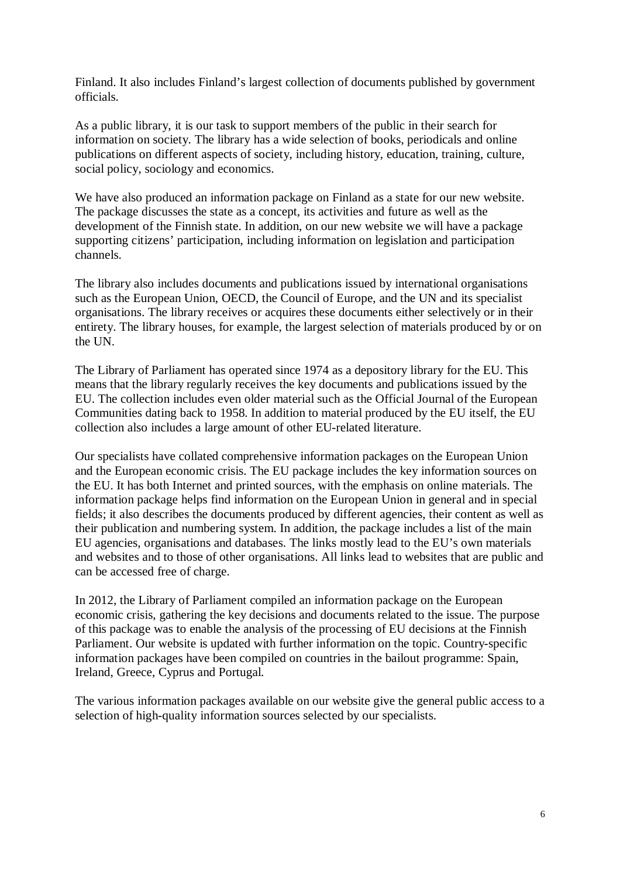Finland. It also includes Finland's largest collection of documents published by government officials.

As a public library, it is our task to support members of the public in their search for information on society. The library has a wide selection of books, periodicals and online publications on different aspects of society, including history, education, training, culture, social policy, sociology and economics.

We have also produced an information package on Finland as a state for our new website. The package discusses the state as a concept, its activities and future as well as the development of the Finnish state. In addition, on our new website we will have a package supporting citizens' participation, including information on legislation and participation channels.

The library also includes documents and publications issued by international organisations such as the European Union, OECD, the Council of Europe, and the UN and its specialist organisations. The library receives or acquires these documents either selectively or in their entirety. The library houses, for example, the largest selection of materials produced by or on the UN.

The Library of Parliament has operated since 1974 as a depository library for the EU. This means that the library regularly receives the key documents and publications issued by the EU. The collection includes even older material such as the Official Journal of the European Communities dating back to 1958. In addition to material produced by the EU itself, the EU collection also includes a large amount of other EU-related literature.

Our specialists have collated comprehensive information packages on the European Union and the European economic crisis. The EU package includes the key information sources on the EU. It has both Internet and printed sources, with the emphasis on online materials. The information package helps find information on the European Union in general and in special fields; it also describes the documents produced by different agencies, their content as well as their publication and numbering system. In addition, the package includes a list of the main EU agencies, organisations and databases. The links mostly lead to the EU's own materials and websites and to those of other organisations. All links lead to websites that are public and can be accessed free of charge.

In 2012, the Library of Parliament compiled an information package on the European economic crisis, gathering the key decisions and documents related to the issue. The purpose of this package was to enable the analysis of the processing of EU decisions at the Finnish Parliament. Our website is updated with further information on the topic. Country-specific information packages have been compiled on countries in the bailout programme: Spain, Ireland, Greece, Cyprus and Portugal.

The various information packages available on our website give the general public access to a selection of high-quality information sources selected by our specialists.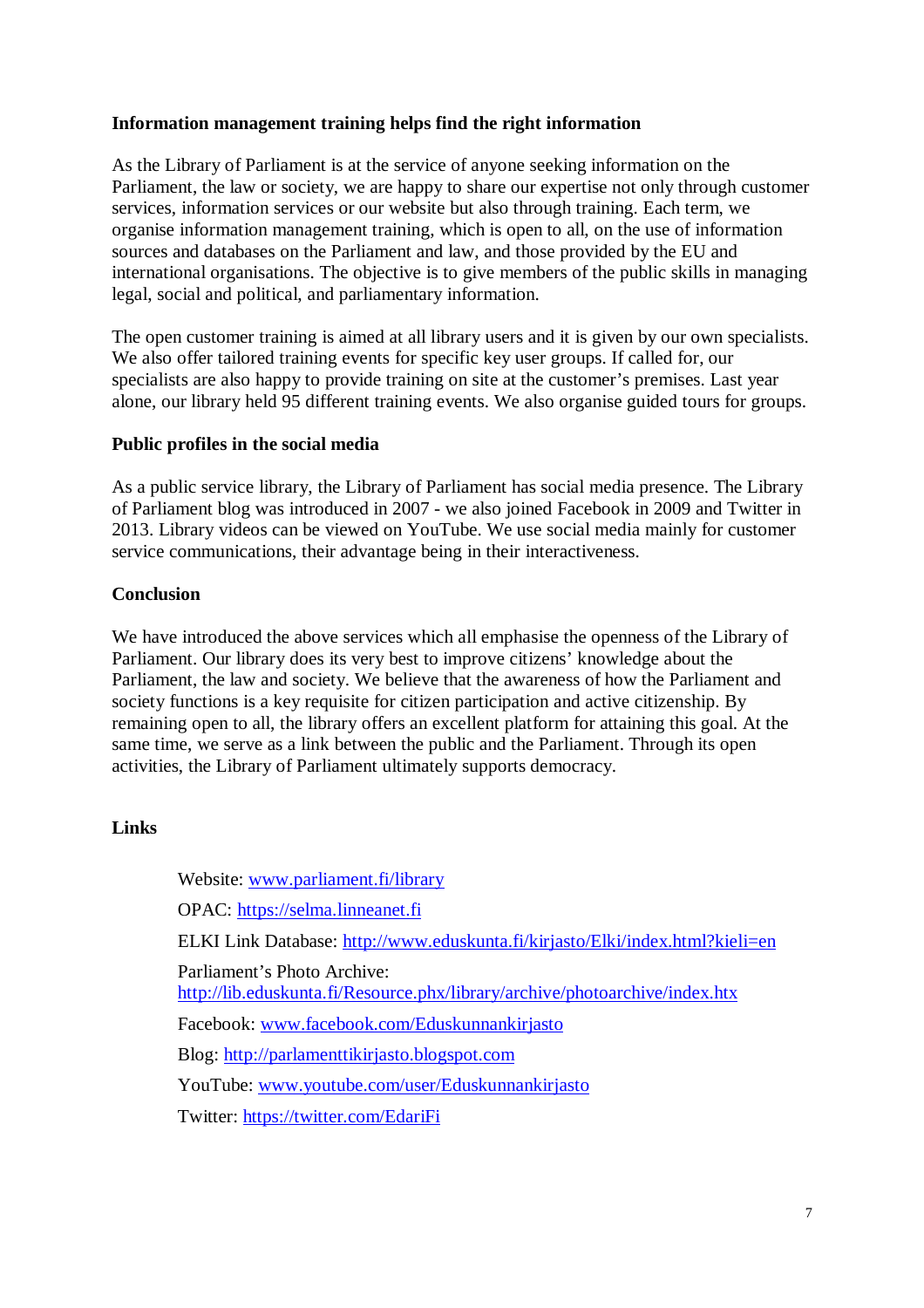### Information management training helps find the right information

As the Library of Parliament is at the service of anyone seeking information on the Parliament, the law or society, we are happy to share our expertise not only through customer services, information services or our website but also through training. Each term, we organise information management training, which is open to all, on the use of information sources and databases on the Parliament and law, and those provided by the EU and international organisations. The objective is to give members of the public skills in managing legal, social and political, and parliamentary information.

The open customer training is aimed at all library users and it is given by our own specialists. We also offer tailored training events for specific key user groups. If called for, our specialists are also happy to provide training on site at the customer's premises. Last year alone, our library held 95 different training events. We also organise guided tours for groups.

### Public profiles in the social media

As a public service library, the Library of Parliament has social media presence. The Library of Parliament blog was introduced in 2007 - we also joined Facebook in 2009 and Twitter in 2013. Library videos can be viewed on YouTube. We use social media mainly for customer service communications, their advantage being in their interactiveness.

### Conclusion

We have introduced the above services which all emphasise the openness of the Library of Parliament. Our library does its very best to improve citizens' knowledge about the Parliament, the law and society. We believe that the awareness of how the Parliament and society functions is a key requisite for citizen participation and active citizenship. By remaining open to all, the library offers an excellent platform for attaining this goal. At the same time, we serve as a link between the public and the Parliament. Through its open activities, the Library of Parliament ultimately supports democracy.

### Links

Website: www.parliament.fi/library

OPAC: https://selma.linneanet.fi

ELKI Link Database: http://www.eduskunta.fi/kirjasto/Elki/index.html?kieli=en

Parliament's Photo Archive:
http://lib.eduskunta.fi/Resource.phx/library/archive/photoarchive/index.htx

Facebook: www.facebook.com/Eduskunnankirjasto

Blog: http://parlamenttikirjasto.blogspot.com

YouTube: www.youtube.com/user/Eduskunnankirjasto

Twitter: https://twitter.com/EdariFi